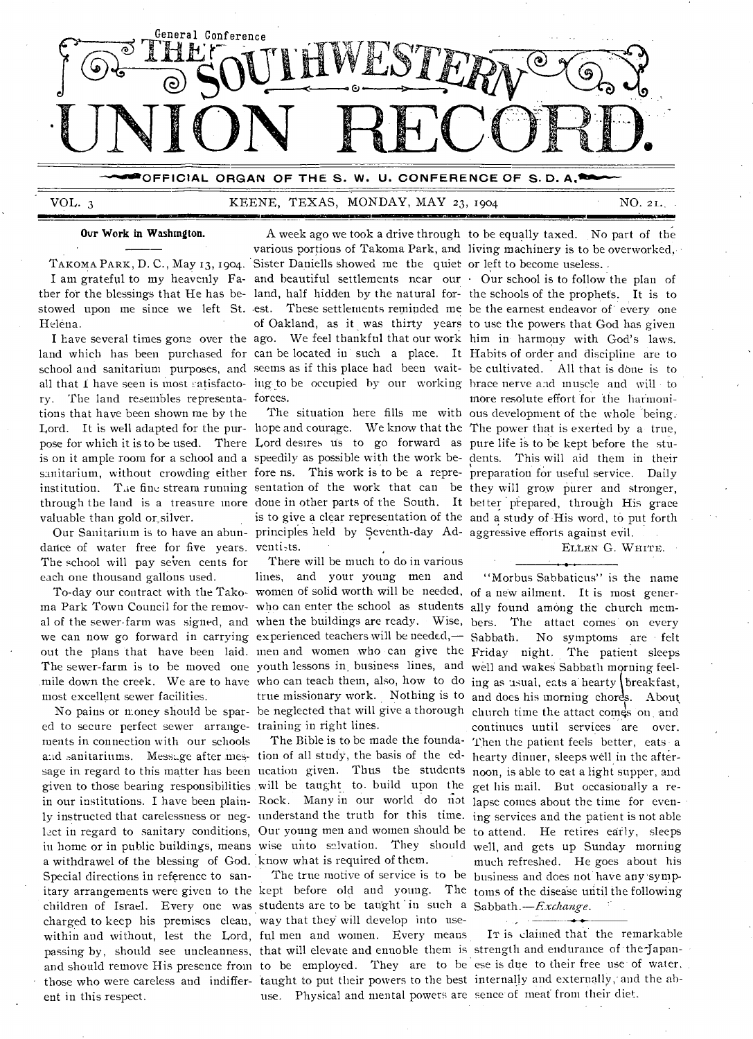General Conference

# THE SOUTHWESTERN UNION RECORD.

OFFICIAL ORGAN OF THE S. W. U. CONFERENCE OF S. D. A.

VOL. 3 KEENE, TEXAS, MONDAY, MAY 23, 1904 NO. 21.

## Our Work in Washington.

TAKOMA PARK, D. C., May 13, 1904.

I am grateful to my heavenly Father for the blessings that He has bestowed upon me since we left St. Helena.

I have several times gone over the land which has been purchased for school and sanitarium purposes, and all that I have seen is most satisfactory. The land resembles representations that have been shown me by the Lord. It is well adapted for the purpose for which it is to be used. There is on it ample room for a school and a sanitarium, without crowding either institution. The fine stream running through the land is a treasure more valuable than gold or silver.

Our Sanitarium is to have an abundance of water free for five years. The school will pay seven cents for each one thousand gallons used.

To-day our contract with the Takoma Park Town Council for the removal of the sewer-farm was signed, and we can now go forward in carrying out the plans that have been laid. The sewer-farm is to be moved one mile down the creek. We are to have most excellent sewer facilities.

No pains or money should be spared to secure perfect sewer arrangements in connection with our schools and sanitariums. Message after message in regard to this matter has been given to those bearing responsibilities in our institutions. I have been plainly instructed that carelessness or neglect in regard to sanitary conditions, in home or in public buildings, means a withdrawel of the blessing of God. Special directions in reference to sanitary arrangements were given to the children of Israel. Every one was charged to keep his premises clean, within and without, lest the Lord, passing by, should see uncleanness, and should remove His presence from those who were careless and indifferent in this respect.

A week ago we took a drive through various portions of Takoma Park, and Sister Daniells showed me the quiet and beautiful settlements near our land, half hidden by the natural forest. These settlements reminded me of Oakland, as it was thirty years ago. We feel thankful that our work can be located in such a place. It seems as if this place had been waiting to be occupied by our working forces.

The situation here fills me with hope and courage. We know that the Lord desires us to go forward as speedily as possible with the work before us. This work is to be a representation of the work that can be done in other parts of the South. It is to give a clear representation of the principles held by Seventh-day Adventists.

There will be much to do in various lines, and your young men and women of solid worth will be needed, who can enter the school as students when the buildings are ready. Wise, experienced teachers will be needed,—men and women who can give the youth lessons in business lines, and who can teach them, also, how to do true missionary work. Nothing is to be neglected that will give a thorough training in right lines.

The Bible is to be made the foundation of all study, the basis of the education given. Thus the students will be taught to build upon the Rock. Many in our world do not understand the truth for this time. Our young men and women should be wise unto salvation. They should know what is required of them.

The true motive of service is to be kept before old and young. The students are to be taught in such a way that they will develop into useful men and women. Every means that will elevate and ennoble them is to be employed. They are to be taught to put their powers to the best use. Physical and mental powers are to be equally taxed. No part of the living machinery is to be overworked, or left to become useless.

Our school is to follow the plan of the schools of the prophets. It is to be the earnest endeavor of every one to use the powers that God has given him in harmony with God's laws. Habits of order and discipline are to be cultivated. All that is done is to brace nerve and muscle and will to more resolute effort for the harmonious development of the whole being. The power that is exerted by a true, pure life is to be kept before the students. This will aid them in their preparation for useful service. Daily they will grow purer and stronger, better prepared, through His grace and a study of His word, to put forth aggressive efforts against evil.

ELLEN G. WHITE.

---

"Morbus Sabbaticus" is the name of a new ailment. It is most generally found among the church members. The attact comes on every Sabbath. No symptoms are felt Friday night. The patient sleeps well and wakes Sabbath morning feeling as usual, eats a hearty breakfast, and does his morning chores. About church time the attact comes on and continues until services are over. Then the patient feels better, eats a hearty dinner, sleeps well in the afternoon, is able to eat a light supper, and get his mail. But occasionally a relapse comes about the time for evening services and the patient is not able to attend. He retires early, sleeps well, and gets up Sunday morning much refreshed. He goes about his business and does not have any symptoms of the disease until the following Sabbath.—*Exchange.*

---

IT is claimed that the remarkable strength and endurance of the Japanese is due to their free use of water, internally and externally, and the absence of meat from their diet.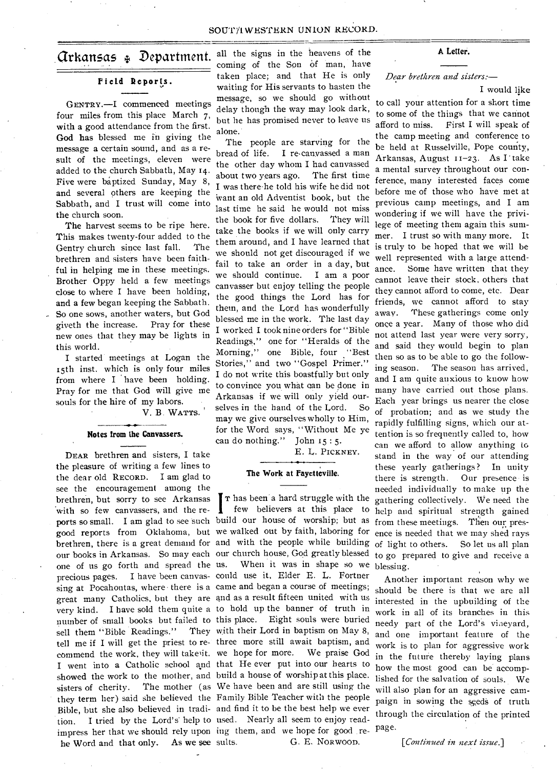# Arkansas Department.

## Field Reports.

GENTRY.—I commenced meetings four miles from this place March 7, with a good attendance from the first. God has blessed me in giving the message a certain sound, and as a result of the meetings, eleven were added to the church Sabbath, May 14. Five were baptized Sunday, May 8, and several others are keeping the Sabbath, and I trust will come into the church soon.

The harvest seems to be ripe here. This makes twenty-four added to the Gentry church since last fall. The brethren and sisters have been faithful in helping me in these meetings. Brother Oppy held a few meetings close to where I have been holding, and a few began keeping the Sabbath. So one sows, another waters, but God giveth the increase. Pray for these new ones that they may be lights in this world.

I started meetings at Logan the 15th inst. which is only four miles from where I have been holding. Pray for me that God will give me souls for the hire of my labors.

V. B. WATTS.

### Notes from the Canvassers.

DEAR brethren and sisters, I take the pleasure of writing a few lines to the dear old RECORD. I am glad to see the encouragement among the brethren, but sorry to see Arkansas with so few canvassers, and the reports so small. I am glad to see such good reports from Oklahoma, but brethren, there is a great demand for our books in Arkansas. So may each one of us go forth and spread the precious pages. I have been canvassing at Pocahontas, where there is a great many Catholics, but they are very kind. I have sold them quite a number of small books but failed to sell them "Bible Readings." They tell me if I will get the priest to recommend the work, they will take it. I went into a Catholic school and showed the work to the mother, and sisters of cherity. The mother (as they term her) said she believed the Bible, but she also believed in tradition. I tried by the Lord's help to impress her that we should rely upon he Word and that only. As we see all the signs in the heavens of the coming of the Son of man, have taken place; and that He is only waiting for His servants to hasten the message, so we should go without delay though the way may look dark, but he has promised never to leave us alone.

The people are starving for the bread of life. I re-canvassed a man the other day whom I had canvassed about two years ago. The first time I was there he told his wife he did not want an old Adventist book, but the last time he said he would not miss the book for five dollars. They will take the books if we will only carry them around, and I have learned that we should not get discouraged if we fail to take an order in a day, but we should continue. I am a poor canvasser but enjoy telling the people the good things the Lord has for them, and the Lord has wonderfully blessed me in the work. The last day I worked I took nine orders for "Bible Readings," one for "Heralds of the Morning," one Bible, four "Best Stories," and two "Gospel Primer." I do not write this boastfully but only to convince you what can be done in Arkansas if we will only yield ourselves in the hand of the Lord. So may we give ourselves wholly to Him, for the Word says, "Without Me ye can do nothing." John 15 : 5.

E. L. PICKNEY.

### The Work at Fayetteville.

IT has been a hard struggle with the few believers at this place to build our house of worship; but as we walked out by faith, laboring for and with the people while building our church house, God greatly blessed us. When it was in shape so we could use it, Elder E. L. Fortner came and began a course of meetings; and as a result fifteen united with us to hold up the banner of truth in this place. Eight souls were buried with their Lord in baptism on May 8, three more still await baptism, and we hope for more. We praise God that He ever put into our hearts to build a house of worship at this place. We have been and are still using the Family Bible Teacher with the people and find it to be the best help we ever used. Nearly all seem to enjoy reading them, and we hope for good results.

G. E. NORWOOD.

### A Letter.

*Dear brethren and sisters:—*

I would like to call your attention for a short time to some of the things that we cannot afford to miss. First I will speak of the camp meeting and conference to be held at Russelville, Pope county, Arkansas, August 11–23. As I take a mental survey throughout our conference, many interested faces come before me of those who have met at previous camp meetings, and I am wondering if we will have the privilege of meeting them again this summer. I trust so with many more. It is truly to be hoped that we will be well represented with a large attendance. Some have written that they cannot leave their stock, others that they cannot afford to come, etc. Dear friends, we cannot afford to stay away. These gatherings come only once a year. Many of those who did not attend last year were very sorry, and said they would begin to plan then so as to be able to go the following season. The season has arrived, and I am quite anxious to know how many have carried out those plans. Each year brings us nearer the close of probation; and as we study the rapidly fulfilling signs, which our attention is so frequently called to, how can we afford to allow anything to stand in the way of our attending these yearly gatherings? In unity there is strength. Our presence is needed individually to make up the gathering collectively. We need the help and spiritual strength gained from these meetings. Then our presence is needed that we may shed rays of light to others. So let us all plan to go prepared to give and receive a blessing.

Another important reason why we should be there is that we are all interested in the upbuilding of the work in all of its branches in this needy part of the Lord's vineyard, and one important feature of the work is to plan for aggressive work in the future thereby laying plans how the most good can be accomplished for the salvation of souls. We will also plan for an aggressive campaign in sowing the seeds of truth through the circulation of the printed page.

[*Continued in next issue.*]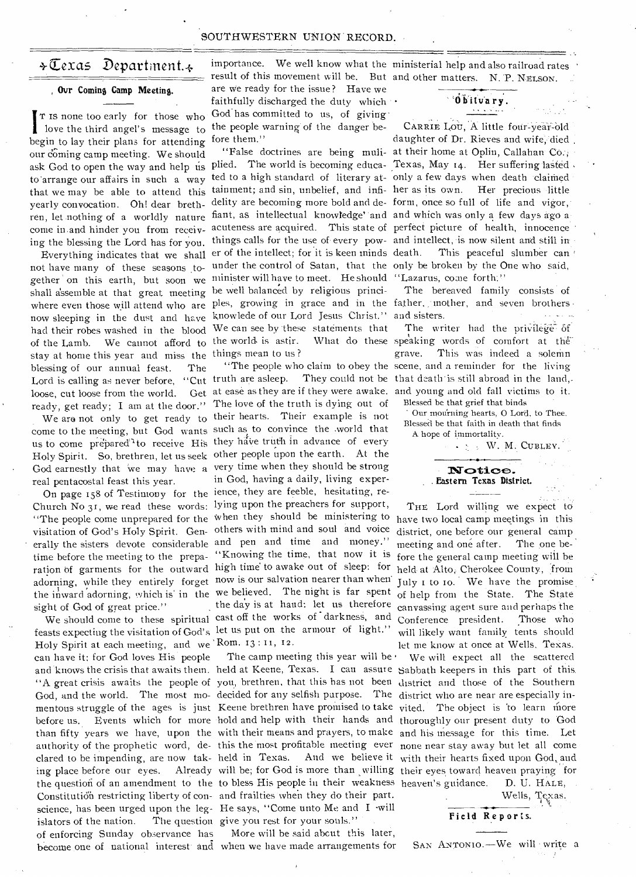## Texas Department.

### Our Coming Camp Meeting.

It is none too early for those who love the third angel's message to begin to lay their plans for attending our coming camp meeting. We should ask God to open the way and help us to arrange our affairs in such a way that we may be able to attend this yearly convocation. Oh! dear brethren, let nothing of a worldly nature come in and hinder you from receiving the blessing the Lord has for you.

Everything indicates that we shall not have many of these seasons together on this earth, but soon we shall assemble at that great meeting where even those will attend who are now sleeping in the dust and have had their robes washed in the blood of the Lamb. We cannot afford to stay at home this year and miss the blessing of our annual feast. The Lord is calling as never before, "Cut loose, cut loose from the world. Get ready, get ready; I am at the door."

We are not only to get ready to come to the meeting, but God wants us to come prepared to receive His Holy Spirit. So, brethren, let us seek God earnestly that we may have a real pentacostal feast this year.

On page 158 of Testimony for the Church No 31, we read these words: "The people come unprepared for the visitation of God's Holy Spirit. Generally the sisters devote considerable time before the meeting to the preparation of garments for the outward adorning, while they entirely forget the inward adorning, which is in the sight of God of great price."

We should come to these spiritual feasts expecting the visitation of God's Holy Spirit at each meeting, and we can have it: for God loves His people and knows the crisis that awaits them. "A great crisis awaits the people of God, and the world. The most momentous struggle of the ages is just before us. Events which for more than fifty years we have, upon the authority of the prophetic word, declared to be impending, are now taking place before our eyes. Already the question of an amendment to the Constitution restricting liberty of conscience, has been urged upon the legislators of the nation. The question of enforcing Sunday observance has become one of national interest and importance. We well know what the result of this movement will be. But are we ready for the issue? Have we faithfully discharged the duty which God has committed to us, of giving the people warning of the danger before them."

"False doctrines are being muliplied. The world is becoming educated to a high standard of literary attainment; and sin, unbelief, and infidelity are becoming more bold and defiant, as intellectual knowledge and acuteness are acquired. This state of things calls for the use of every power of the intellect; for it is keen minds under the control of Satan, that the minister will have to meet. He should be well balanced by religious principles, growing in grace and in the knowledge of our Lord Jesus Christ." We can see by these statements that the world is astir. What do these things mean to us?

"The people who claim to obey the truth are asleep. They could not be at ease as they are if they were awake. The love of the truth is dying out of their hearts. Their example is not such as to convince the world that they have truth in advance of every other people upon the earth. At the very time when they should be strong in God, having a daily, living experience, they are feeble, hesitating, relying upon the preachers for support, when they should be ministering to others with mind and soul and voice and pen and time and money." "Knowing the time, that now it is high time to awake out of sleep: for now is our salvation nearer than when we believed. The night is far spent the day is at hand: let us therefore cast off the works of darkness, and let us put on the armour of light." Rom. 13 : 11, 12.

The camp meeting this year will be held at Keene, Texas. I can assure you, brethren, that this has not been decided for any selfish purpose. The Keene brethren have promised to take hold and help with their hands and with their means and prayers, to make this the most profitable meeting ever held in Texas. And we believe it will be; for God is more than willing to bless His people in their weakness and frailties when they do their part. He says, "Come unto Me and I will give you rest for your souls."

More will be said about this later, when we have made arrangements for ministerial help and also railroad rates and other matters. N. P. Nelson.

### Obituary.

Carrie Lou, A little four-year-old daughter of Dr. Rieves and wife, died at their home at Oplin, Callahan Co., Texas, May 14. Her suffering lasted only a few days when death claimed her as its own. Her precious little form, once so full of life and vigor, and which was only a few days ago a perfect picture of health, innocence and intellect, is now silent and still in death. This peaceful slumber can only be broken by the One who said, "Lazarus, come forth."

The bereaved family consists of father, mother, and seven brothers and sisters.

The writer had the privilege of speaking words of comfort at the grave. This was indeed a solemn scene, and a reminder for the living that death is still abroad in the land, and young and old fall victims to it.

Blessed be that grief that binds
Our mourning hearts, O Lord, to Thee.
Blessed be that faith in death that finds
A hope of immortality.

W. M. Cubley.

### Notice.
#### Eastern Texas District.

The Lord willing we expect to have two local camp meetings in this district, one before our general camp meeting and one after. The one before the general camp meeting will be held at Alto, Cherokee County, from July 1 to 10. We have the promise of help from the State. The State canvassing agent sure and perhaps the Conference president. Those who will likely want family tents should let me know at once at Wells, Texas.

We will expect all the scattered Sabbath keepers in this part of this district and those of the Southern district who are near are especially invited. The object is to learn more thoroughly our present duty to God and his message for this time. Let none near stay away but let all come with their hearts fixed upon God, and their eyes toward heaven praying for heaven's guidance. D. U. Hale,
Wells, Texas.

### Field Reports.

San Antonio.—We will write a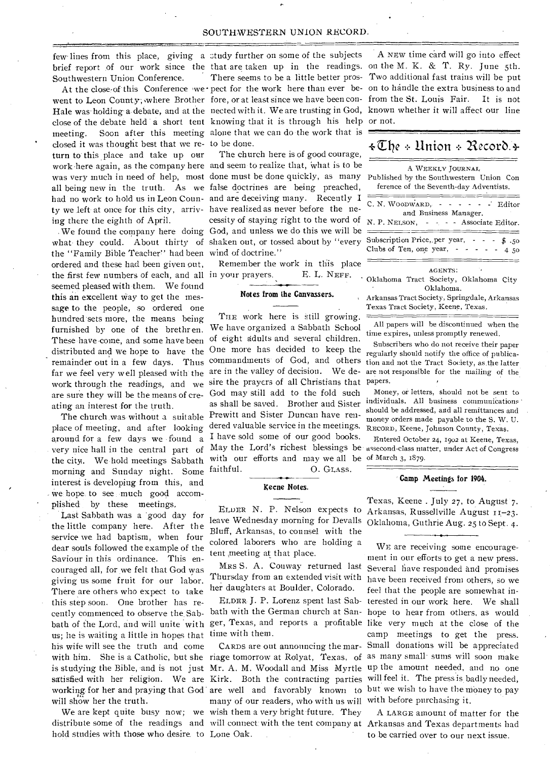few lines from this place, giving a brief report of our work since the Southwestern Union Conference.

At the close of this Conference we went to Leon County, where Brother Hale was holding a debate, and at the close of the debate held a short tent meeting. Soon after this meeting closed it was thought best that we return to this place and take up our work here again, as the company here was very much in need of help, most all being new in the truth. As we had no work to hold us in Leon County we left at once for this city, arriving there the eighth of April.

We found the company here doing what they could. About thirty of the "Family Bible Teacher" had been ordered and these had been given out, the first few numbers of each, and all seemed pleased with them. We found this an excellent way to get the message to the people, so ordered one hundred sets more, the means being furnished by one of the brethren. These have come, and some have been distributed and we hope to have the remainder out in a few days. Thus far we feel very well pleased with the work through the readings, and we are sure they will be the means of creating an interest for the truth.

The church was without a suitable place of meeting, and after looking around for a few days we found a very nice hall in the central part of the city. We hold meetings Sabbath morning and Sunday night. Some interest is developing from this, and we hope to see much good accomplished by these meetings.

Last Sabbath was a good day for the little company here. After the service we had baptism, when four dear souls followed the example of the Saviour in this ordinance. This encouraged all, for we felt that God was giving us some fruit for our labor. There are others who expect to take this step soon. One brother has recently commenced to observe the Sabbath of the Lord, and will unite with us; he is waiting a little in hopes that his wife will see the truth and come with him. She is a Catholic, but she is studying the Bible, and is not just satisfied with her religion. We are working for her and praying that God will show her the truth.

We are kept quite busy now; we distribute some of the readings and hold studies with those who desire to study further on some of the subjects that are taken up in the readings. There seems to be a little better prospect for the work here than ever before, or at least since we have been connected with it. We are trusting in God, knowing that it is through his help alone that we can do the work that is to be done.

The church here is of good courage, and seem to realize that, what is to be done must be done quickly, as many false doctrines are being preached, and are deceiving many. Recently I have realized as never before the necessity of staying right to the word of God, and unless we do this we will be shaken out, or tossed about by "every wind of doctrine."

Remember the work in this place in your prayers. E. L. NEFF.

## Notes from the Canvassers.

THE work here is still growing. We have organized a Sabbath School of eight adults and several children. One more has decided to keep the commandments of God, and others are in the valley of decision. We desire the prayers of all Christians that God may still add to the fold such as shall be saved. Brother and Sister Prewitt and Sister Duncan have rendered valuable service in the meetings. I have sold some of our good books. May the Lord's richest blessings be with our efforts and may we all be faithful. O. GLASS.

## Keene Notes.

ELDER N. P. Nelson expects to leave Wednesday morning for Devalls Bluff, Arkansas, to counsel with the colored laborers who are holding a tent meeting at that place.

MRS S. A. Conway returned last Thursday from an extended visit with her daughters at Boulder, Colorado.

ELDER J. P. Lorenz spent last Sabbath with the German church at Sanger, Texas, and reports a profitable time with them.

CARDS are out announcing the marriage tomorrow at Rolyat, Texas, of Mr. A. M. Woodall and Miss Myrtle Kirk. Both the contracting parties are well and favorably known to many of our readers, who with us will wish them a very bright future. They will connect with the tent company at Lone Oak.

A NEW time card will go into effect on the M. K. & T. Ry. June 5th. Two additional fast trains will be put on to handle the extra business to and from the St. Louis Fair. It is not known whether it will affect our line or not.

# The Union Record.

A WEEKLY JOURNAL

Published by the Southwestern Union Conference of the Seventh-day Adventists.

C. N. WOODWARD, - - - - - - Editor and Business Manager.

N. P. NELSON, - - - - Associate Editor.

Subscription Price, per year, - - - $ .50

Clubs of Ten, one year, - - - - - 4 50

AGENTS:

Oklahoma Tract Society, Oklahoma City Oklahoma.

Arkansas Tract Society, Springdale, Arkansas

Texas Tract Society, Keene, Texas.

All papers will be discontinued when the time expires, unless promptly renewed.

Subscribers who do not receive their paper regularly should notify the office of publication and not the Tract Society, as the latter are not responsible for the mailing of the papers.

Money, or letters, should not be sent to individuals. All business communications should be addressed, and all remittances and money orders made payable to the S. W. U. RECORD, Keene, Johnson County, Texas.

Entered October 24, 1902 at Keene, Texas, as second-class matter, under Act of Congress of March 3, 1879.

## Camp Meetings for 1904.

Texas, Keene . July 27, to August 7.
Arkansas, Russellville August 11–23.
Oklahoma, Guthrie Aug. 25 to Sept. 4.

WE are receiving some encouragement in our efforts to get a new press. Several have responded and promises have been received from others, so we feel that the people are somewhat interested in our work here. We shall hope to hear from others, as would like very much at the close of the camp meetings to get the press. Small donations will be appreciated as many small sums will soon make up the amount needed, and no one will feel it. The press is badly needed, but we wish to have the money to pay with before purchasing it.

A LARGE amount of matter for the Arkansas and Texas departments had to be carried over to our next issue.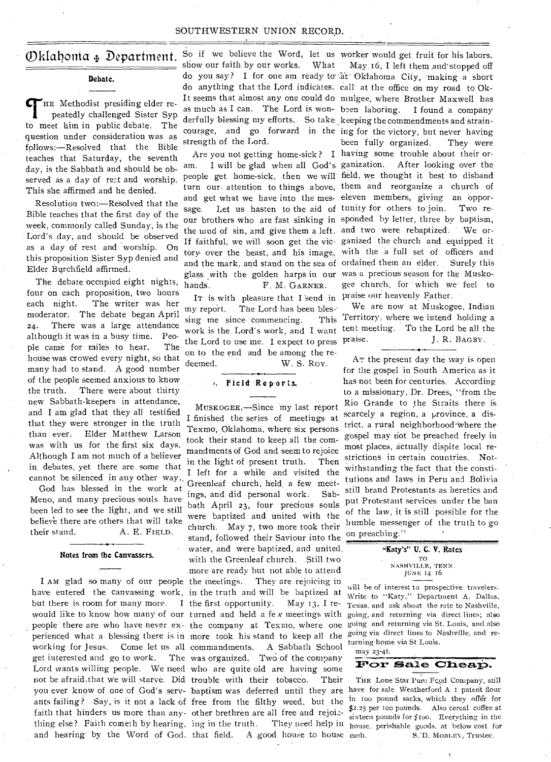# Oklahoma Department.

## Debate.

The Methodist presiding elder repeatedly challenged Sister Syp to meet him in public debate. The question under consideration was as follows:—Resolved that the Bible teaches that Saturday, the seventh day, is the Sabbath and should be observed as a day of rest and worship. This she affirmed and he denied.

Resolution two:—Resolved that the Bible teaches that the first day of the week, commonly called Sunday, is the Lord's day, and should be observed as a day of rest and worship. On this proposition Sister Syp denied and Elder Burchfield affirmed.

The debate occupied eight nights, four on each proposition, two hours each night. The writer was her moderator. The debate began April 24. There was a large attendance although it was in a busy time. People came for miles to hear. The house was crowed every night, so that many had to stand. A good number of the people seemed anxious to know the truth. There were about thirty new Sabbath-keepers in attendance, and I am glad that they all testified that they were stronger in the truth than ever. Elder Matthew Larson was with us for the first six days. Although I am not much of a believer in debates, yet there are some that cannot be silenced in any other way.

God has blessed in the work at Meno, and many precious souls have been led to see the light, and we still believe there are others that will take their stand.

A. E. Field.

## Notes from the Canvassers.

I am glad so many of our people have entered the canvassing work, but there is room for many more. I would like to know how many of our people there are who have never experienced what a blessing there is in working for Jesus. Come let us all get interested and go to work. The Lord wants willing people. We need not be afraid that we will starve. Did you ever know of one of God's servants failing? Say, is it not a lack of faith that hinders us more than anything else? Faith cometh by hearing, and hearing by the Word of God. So if we believe the Word, let us show our faith by our works. What do you say? I for one am ready to do anything that the Lord indicates. It seems that almost any one could do as much as I can. The Lord is wonderfully blessing my efforts. So take courage, and go forward in the strength of the Lord.

Are you not getting home-sick? I am. I will be glad when all God's people get home-sick, then we will turn our attention to things above, and get what we have into the message. Let us hasten to the aid of our brothers who are fast sinking in the mud of sin, and give them a left. If faithful, we will soon get the victory over the beast, and his image, and the mark, and stand on the sea of glass with the golden harps in our hands.

F. M. Garner.

It is with pleasure that I send in my report. The Lord has been blessing me since commencing. This work is the Lord's work, and I want the Lord to use me. I expect to press on to the end and be among the redeemed.

W. S. Roy.

## Field Reports.

Muskogee.—Since my last report I finished the series of meetings at Texmo, Oklahoma, where six persons took their stand to keep all the commandments of God and seem to rejoice in the light of present truth. Then I left for a while and visited the Greenleaf church, held a few meetings, and did personal work. Sabbath April 23, four precious souls were baptized and united with the church. May 7, two more took their stand, followed their Saviour into the water, and were baptized, and united with the Greenleaf church. Still two more are ready but not able to attend the meetings. They are rejoicing in the truth and will be baptized at the first opportunity. May 13, I returned and held a few meetings with the company at Texmo, where one more took his stand to keep all the commandments. A Sabbath School was organized. Two of the company who are quite old are having some trouble with their tobacco. Their baptism was deferred until they are free from the filthy weed, but the other brethren are all free and rejoicing in the truth. They need help in that field. A good house to house worker would get fruit for his labors.

May 16, I left them and stopped off at Oklahoma City, making a short call at the office on my road to Okmulgee, where Brother Maxwell has been laboring. I found a company keeping the commendments and straining for the victory, but never having been fully organized. They were having some trouble about their organization. After looking over the field, we thought it best to disband them and reorganize a church of eleven members, giving an opportunity for others to join. Two responded by letter, three by baptism, and two were rebaptized. We organized the church and equipped it with the a full set of officers and ordained them an elder. Surely this was a precious season for the Muskogee church, for which we feel to praise our heavenly Father.

We are now at Muskogee, Indian Territory, where we intend holding a tent meeting. To the Lord be all the praise.

J. R. Bagby.

At the present day the way is open for the gospel in South America as it has not been for centuries. According to a missionary, Dr. Drees, "from the Rio Grande to the Straits there is scarcely a region, a province, a district, a rural neighborhood where the gospel may not be preached freely in most places, actually dispite local restrictions in certain countries. Notwithstanding the fact that the constitutions and laws in Peru and Bolivia still brand Protestants as heretics and put Protestant services under the ban of the law, it is still possible for the humble messenger of the truth to go on preaching."

## "Katy's" U. C. V. Rates

TO
NASHVILLE, TENN.
JUNE 14 16

will be of interest to prospective travelers. Write to "Katy," Department A, Dallas, Texas, and ask about the rate to Nashville, going, and returning via direct lines; also going and returning via St. Louis, and also going via direct lines to Nashville, and returning home via St Louis.

may 23-4t.

## For Sale Cheap.

The Lone Star Pure Food Company, still have for sale Weatherford A 1 patent flour in 100 pound sacks, which they offer for \$2.25 per 100 pounds. Also cereal coffee at sixteen pounds for \$100. Everything in the house, perishable goods, at below cost for cash.

S. D. Mobley, Trustee.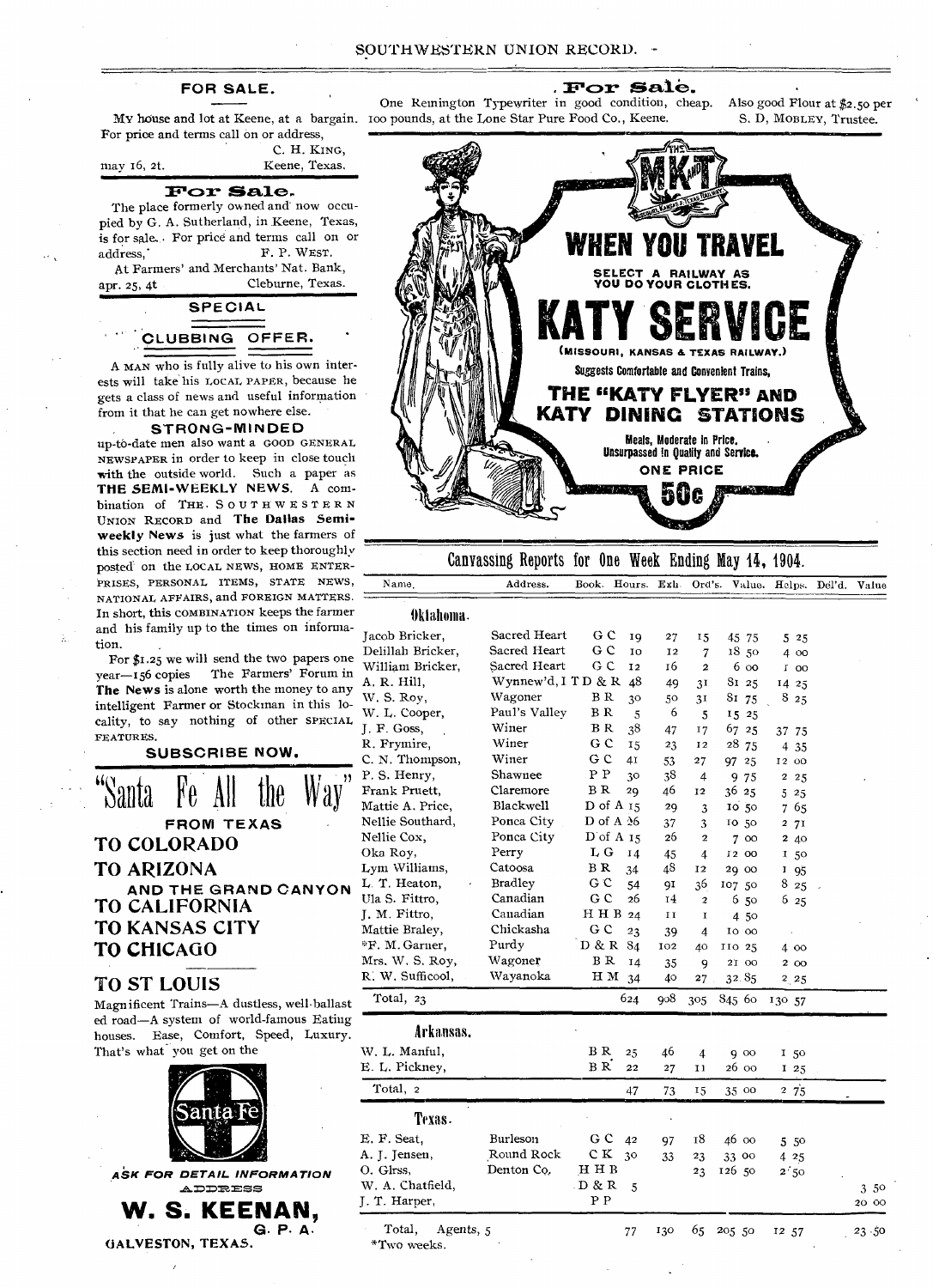## FOR SALE.

My house and lot at Keene, at a bargain. For price and terms call on or address,

C. H. King,
Keene, Texas.

may 16, 2t.

## For Sale.

The place formerly owned and now occupied by G. A. Sutherland, in Keene, Texas, is for sale. For price and terms call on or address,

F. P. West.

At Farmers' and Merchants' Nat. Bank,
Cleburne, Texas.

apr. 25, 4t

## SPECIAL CLUBBING OFFER.

A man who is fully alive to his own interests will take his local paper, because he gets a class of news and useful information from it that he can get nowhere else.

**STRONG-MINDED** up-to-date men also want a good general newspaper in order to keep in close touch with the outside world. Such a paper as **THE SEMI-WEEKLY NEWS**. A combination of The Southwestern Union Record and **The Dallas Semi-weekly News** is just what the farmers of this section need in order to keep thoroughly posted on the local news, home enterprises, personal items, state news, national affairs, and foreign matters. In short, this combination keeps the farmer and his family up to the times on information.

For $1.25 we will send the two papers one year—156 copies The Farmers' Forum in **The News** is alone worth the money to any intelligent Farmer or Stockman in this locality, to say nothing of other special features.

**SUBSCRIBE NOW.**

## "Santa Fe All the Way"

FROM TEXAS
TO COLORADO
TO ARIZONA
AND THE GRAND CANYON
TO CALIFORNIA
TO KANSAS CITY
TO CHICAGO
TO ST LOUIS

Magnificent Trains—A dustless, well-ballast ed road—A system of world-famous Eating houses. Ease, Comfort, Speed, Luxury. That's what you get on the

Santa Fe

*ASK FOR DETAIL INFORMATION*
ADDRESS

**W. S. KEENAN,**
G. P. A.
GALVESTON, TEXAS.

## For Sale.

One Remington Typewriter in good condition, cheap. Also good Flour at $2.50 per 100 pounds, at the Lone Star Pure Food Co., Keene.

S. D, Mobley, Trustee.

THE MKT
MISSOURI KANSAS & TEXAS RAILWAY

**WHEN YOU TRAVEL**

SELECT A RAILWAY AS YOU DO YOUR CLOTHES.

**KATY SERVICE**

(MISSOURI, KANSAS & TEXAS RAILWAY.)

Suggests Comfortable and Convenient Trains,

**THE "KATY FLYER" AND KATY DINING STATIONS**

Meals, Moderate in Price, Unsurpassed in Quality and Service.

ONE PRICE

50c

## Canvassing Reports for One Week Ending May 14, 1904.

| Name. | Address. | Book. | Hours. | Exh. | Ord's. | Value. | Helps. | Del'd. | Value |
|---|---|---|---|---|---|---|---|---|---|
| **Oklahoma.** | | | | | | | | | |
| Jacob Bricker, | Sacred Heart | G C | 19 | 27 | 15 | 45 75 | 5 25 | | |
| Delilah Bricker, | Sacred Heart | G C | 10 | 12 | 7 | 18 50 | 4 00 | | |
| William Bricker, | Sacred Heart | G C | 12 | 16 | 2 | 6 00 | 1 00 | | |
| A. R. Hill, | Wynnew'd, I T | D & R | 48 | 49 | 31 | 81 25 | 14 25 | | |
| W. S. Roy, | Wagoner | B R | 30 | 50 | 31 | 81 75 | 8 25 | | |
| W. L. Cooper, | Paul's Valley | B R | 5 | 6 | 5 | 15 25 | | | |
| J. F. Goss, | Winer | B R | 38 | 47 | 17 | 67 25 | 37 75 | | |
| R. Frymire, | Winer | G C | 15 | 23 | 12 | 28 75 | 4 35 | | |
| C. N. Thompson, | Winer | G C | 41 | 53 | 27 | 97 25 | 12 00 | | |
| P. S. Henry, | Shawnee | P P | 30 | 38 | 4 | 9 75 | 2 25 | | |
| Frank Pruett, | Claremore | B R | 29 | 46 | 12 | 36 25 | 5 25 | | |
| Mattie A. Price, | Blackwell | D of A | 15 | 29 | 3 | 10 50 | 7 65 | | |
| Nellie Southard, | Ponca City | D of A | 26 | 37 | 3 | 10 50 | 2 71 | | |
| Nellie Cox, | Ponca City | D of A | 15 | 26 | 2 | 7 00 | 2 40 | | |
| Oka Roy, | Perry | L G | 14 | 45 | 4 | 12 00 | 1 50 | | |
| Lym Williams, | Catoosa | B R | 34 | 48 | 12 | 29 00 | 1 95 | | |
| L. T. Heaton, | Bradley | G C | 54 | 91 | 36 | 107 50 | 8 25 | | |
| Ula S. Fittro, | Canadian | G C | 26 | 14 | 2 | 6 50 | 6 25 | | |
| J. M. Fittro, | Canadian | H H B | 24 | 11 | 1 | 4 50 | | | |
| Mattie Braley, | Chickasha | G C | 23 | 39 | 4 | 10 00 | | | |
| *F. M. Garner, | Purdy | D & R | 84 | 102 | 40 | 110 25 | 4 00 | | |
| Mrs. W. S. Roy, | Wagoner | B R | 14 | 35 | 9 | 21 00 | 2 00 | | |
| R. W. Sufficool, | Wayanoka | H M | 34 | 40 | 27 | 32 85 | 2 25 | | |
| Total, 23 | | | 624 | 908 | 305 | 845 60 | 130 57 | | |
| **Arkansas.** | | | | | | | | | |
| W. L. Manful, | | B R | 25 | 46 | 4 | 9 00 | 1 50 | | |
| E. L. Pickney, | | B R | 22 | 27 | 11 | 26 00 | 1 25 | | |
| Total, 2 | | | 47 | 73 | 15 | 35 00 | 2 75 | | |
| **Texas.** | | | | | | | | | |
| E. F. Seat, | Burleson | G C | 42 | 97 | 18 | 46 00 | 5 50 | | |
| A. J. Jensen, | Round Rock | C K | 30 | 33 | 23 | 33 00 | 4 25 | | |
| O. Glrss, | Denton Co, | H H B | | | 23 | 126 50 | 2 50 | | |
| W. A. Chatfield, | | D & R | 5 | | | | | | 3 50 |
| J. T. Harper, | | P P | | | | | | | 20 00 |
| Total, Agents, 5 | | | 77 | 130 | 65 | 205 50 | 12 57 | | 23 50 |

*Two weeks.